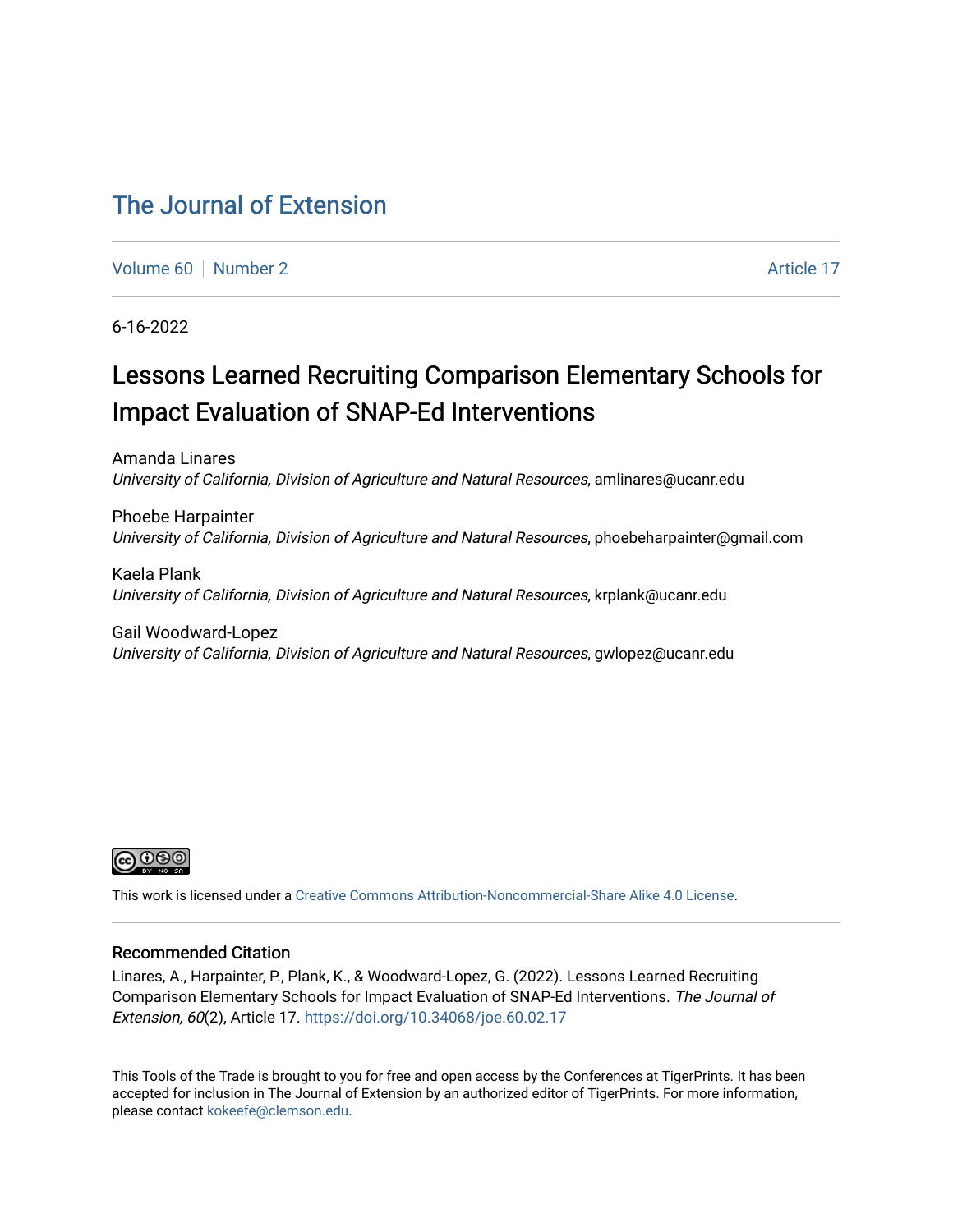# The Journal of Extension

Volume 60 | Number 2 | Article 17

6-16-2022

## Lessons Learned Recruiting Comparison Elementary Schools for Impact Evaluation of SNAP-Ed Interventions

Amanda Linares
*University of California, Division of Agriculture and Natural Resources*, amlinares@ucanr.edu

Phoebe Harpainter
*University of California, Division of Agriculture and Natural Resources*, phoebeharpainter@gmail.com

Kaela Plank
*University of California, Division of Agriculture and Natural Resources*, krplank@ucanr.edu

Gail Woodward-Lopez
*University of California, Division of Agriculture and Natural Resources*, gwlopez@ucanr.edu

This work is licensed under a Creative Commons Attribution-Noncommercial-Share Alike 4.0 License.

### Recommended Citation

Linares, A., Harpainter, P., Plank, K., & Woodward-Lopez, G. (2022). Lessons Learned Recruiting Comparison Elementary Schools for Impact Evaluation of SNAP-Ed Interventions. *The Journal of Extension, 60*(2), Article 17. https://doi.org/10.34068/joe.60.02.17

This Tools of the Trade is brought to you for free and open access by the Conferences at TigerPrints. It has been accepted for inclusion in The Journal of Extension by an authorized editor of TigerPrints. For more information, please contact kokeefe@clemson.edu.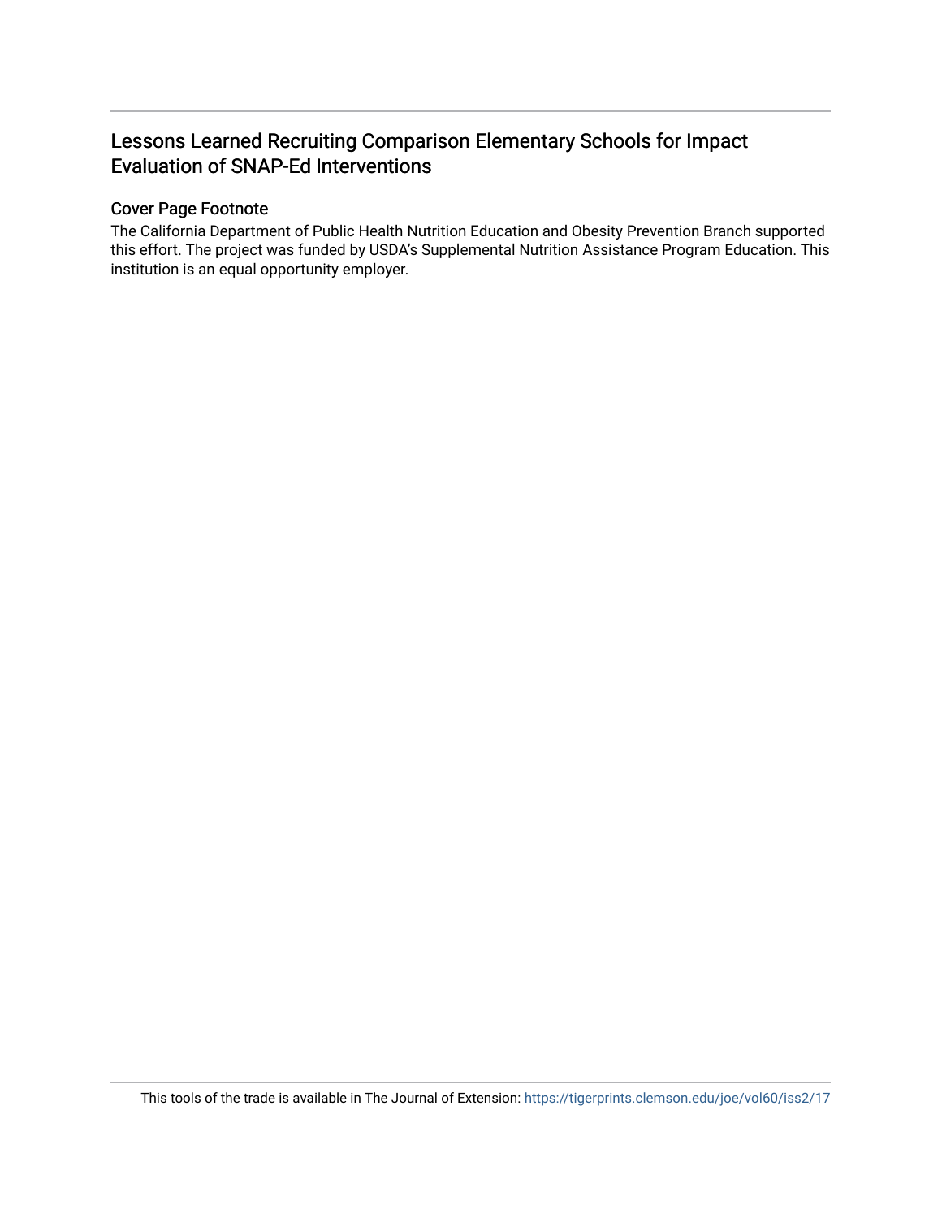# Lessons Learned Recruiting Comparison Elementary Schools for Impact Evaluation of SNAP-Ed Interventions

## Cover Page Footnote

The California Department of Public Health Nutrition Education and Obesity Prevention Branch supported this effort. The project was funded by USDA's Supplemental Nutrition Assistance Program Education. This institution is an equal opportunity employer.

This tools of the trade is available in The Journal of Extension: https://tigerprints.clemson.edu/joe/vol60/iss2/17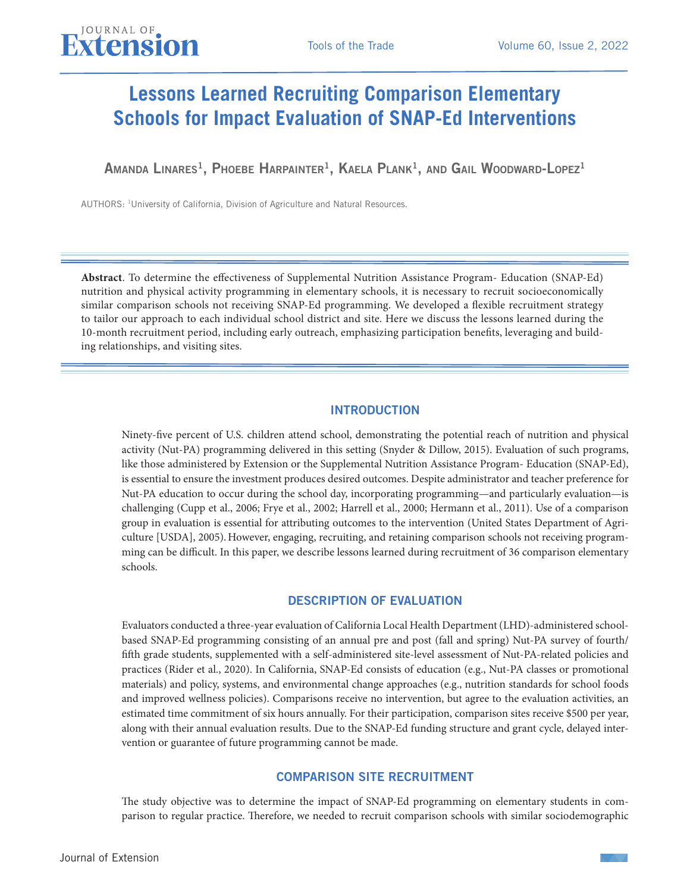# Lessons Learned Recruiting Comparison Elementary Schools for Impact Evaluation of SNAP-Ed Interventions

**Amanda Linares[1], Phoebe Harpainter[1], Kaela Plank[1], and Gail Woodward-Lopez[1]**

AUTHORS: [1]University of California, Division of Agriculture and Natural Resources.

**Abstract**. To determine the effectiveness of Supplemental Nutrition Assistance Program- Education (SNAP-Ed) nutrition and physical activity programming in elementary schools, it is necessary to recruit socioeconomically similar comparison schools not receiving SNAP-Ed programming. We developed a flexible recruitment strategy to tailor our approach to each individual school district and site. Here we discuss the lessons learned during the 10-month recruitment period, including early outreach, emphasizing participation benefits, leveraging and building relationships, and visiting sites.

## INTRODUCTION

Ninety-five percent of U.S. children attend school, demonstrating the potential reach of nutrition and physical activity (Nut-PA) programming delivered in this setting (Snyder & Dillow, 2015). Evaluation of such programs, like those administered by Extension or the Supplemental Nutrition Assistance Program- Education (SNAP-Ed), is essential to ensure the investment produces desired outcomes. Despite administrator and teacher preference for Nut-PA education to occur during the school day, incorporating programming—and particularly evaluation—is challenging (Cupp et al., 2006; Frye et al., 2002; Harrell et al., 2000; Hermann et al., 2011). Use of a comparison group in evaluation is essential for attributing outcomes to the intervention (United States Department of Agriculture [USDA], 2005). However, engaging, recruiting, and retaining comparison schools not receiving programming can be difficult. In this paper, we describe lessons learned during recruitment of 36 comparison elementary schools.

## DESCRIPTION OF EVALUATION

Evaluators conducted a three-year evaluation of California Local Health Department (LHD)-administered school-based SNAP-Ed programming consisting of an annual pre and post (fall and spring) Nut-PA survey of fourth/fifth grade students, supplemented with a self-administered site-level assessment of Nut-PA-related policies and practices (Rider et al., 2020). In California, SNAP-Ed consists of education (e.g., Nut-PA classes or promotional materials) and policy, systems, and environmental change approaches (e.g., nutrition standards for school foods and improved wellness policies). Comparisons receive no intervention, but agree to the evaluation activities, an estimated time commitment of six hours annually. For their participation, comparison sites receive $500 per year, along with their annual evaluation results. Due to the SNAP-Ed funding structure and grant cycle, delayed intervention or guarantee of future programming cannot be made.

## COMPARISON SITE RECRUITMENT

The study objective was to determine the impact of SNAP-Ed programming on elementary students in comparison to regular practice. Therefore, we needed to recruit comparison schools with similar sociodemographic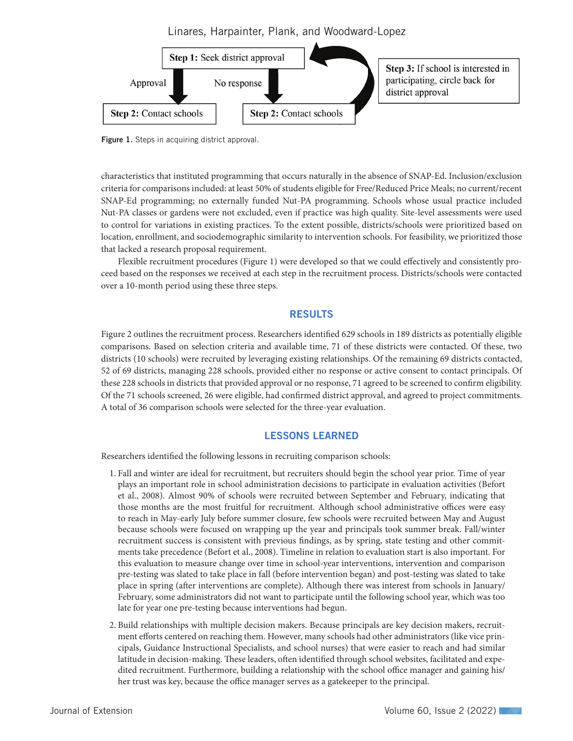Step 1: Seek district approval

Approval → Step 2: Contact schools

No response → Step 2: Contact schools

Step 3: If school is interested in participating, circle back for district approval

**Figure 1.** Steps in acquiring district approval.

characteristics that instituted programming that occurs naturally in the absence of SNAP-Ed. Inclusion/exclusion criteria for comparisons included: at least 50% of students eligible for Free/Reduced Price Meals; no current/recent SNAP-Ed programming; no externally funded Nut-PA programming. Schools whose usual practice included Nut-PA classes or gardens were not excluded, even if practice was high quality. Site-level assessments were used to control for variations in existing practices. To the extent possible, districts/schools were prioritized based on location, enrollment, and sociodemographic similarity to intervention schools. For feasibility, we prioritized those that lacked a research proposal requirement.

Flexible recruitment procedures (Figure 1) were developed so that we could effectively and consistently proceed based on the responses we received at each step in the recruitment process. Districts/schools were contacted over a 10-month period using these three steps.

## RESULTS

Figure 2 outlines the recruitment process. Researchers identified 629 schools in 189 districts as potentially eligible comparisons. Based on selection criteria and available time, 71 of these districts were contacted. Of these, two districts (10 schools) were recruited by leveraging existing relationships. Of the remaining 69 districts contacted, 52 of 69 districts, managing 228 schools, provided either no response or active consent to contact principals. Of these 228 schools in districts that provided approval or no response, 71 agreed to be screened to confirm eligibility. Of the 71 schools screened, 26 were eligible, had confirmed district approval, and agreed to project commitments. A total of 36 comparison schools were selected for the three-year evaluation.

## LESSONS LEARNED

Researchers identified the following lessons in recruiting comparison schools:

1. Fall and winter are ideal for recruitment, but recruiters should begin the school year prior. Time of year plays an important role in school administration decisions to participate in evaluation activities (Befort et al., 2008). Almost 90% of schools were recruited between September and February, indicating that those months are the most fruitful for recruitment. Although school administrative offices were easy to reach in May-early July before summer closure, few schools were recruited between May and August because schools were focused on wrapping up the year and principals took summer break. Fall/winter recruitment success is consistent with previous findings, as by spring, state testing and other commitments take precedence (Befort et al., 2008). Timeline in relation to evaluation start is also important. For this evaluation to measure change over time in school-year interventions, intervention and comparison pre-testing was slated to take place in fall (before intervention began) and post-testing was slated to take place in spring (after interventions are complete). Although there was interest from schools in January/February, some administrators did not want to participate until the following school year, which was too late for year one pre-testing because interventions had begun.
2. Build relationships with multiple decision makers. Because principals are key decision makers, recruitment efforts centered on reaching them. However, many schools had other administrators (like vice principals, Guidance Instructional Specialists, and school nurses) that were easier to reach and had similar latitude in decision-making. These leaders, often identified through school websites, facilitated and expedited recruitment. Furthermore, building a relationship with the school office manager and gaining his/her trust was key, because the office manager serves as a gatekeeper to the principal.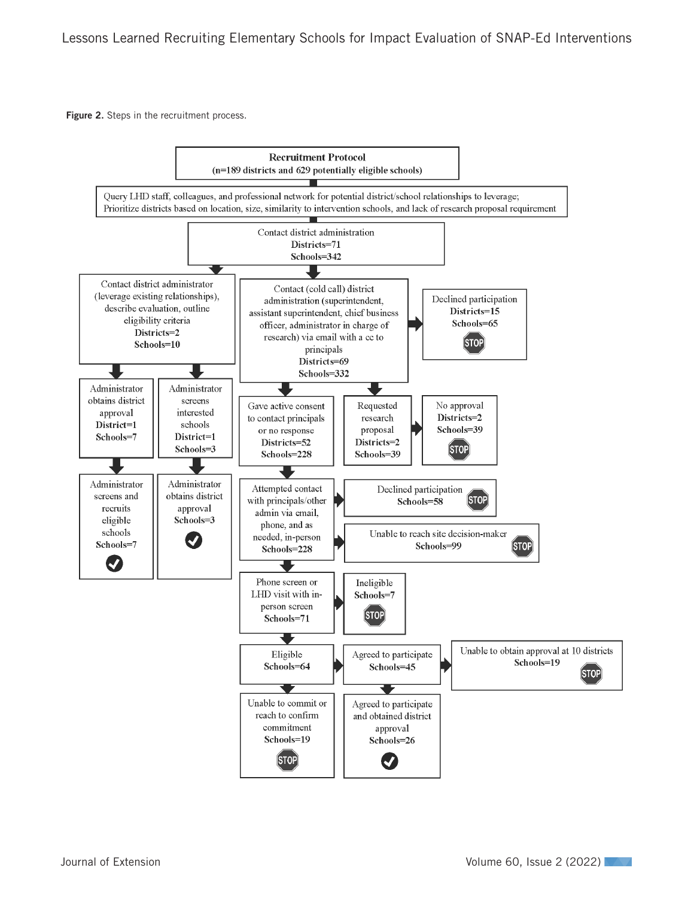**Figure 2.** Steps in the recruitment process.

**Recruitment Protocol**
(n=189 districts and 629 potentially eligible schools)

Query LHD staff, colleagues, and professional network for potential district/school relationships to leverage; Prioritize districts based on location, size, similarity to intervention schools, and lack of research proposal requirement

Contact district administration
**Districts=71**
**Schools=342**

Contact district administrator (leverage existing relationships), describe evaluation, outline eligibility criteria
**Districts=2**
**Schools=10**

- Administrator obtains district approval
  **District=1**
  **Schools=7**
  - Administrator screens and recruits eligible schools
    **Schools=7** ✔
- Administrator screens interested schools
  **District=1**
  **Schools=3**
  - Administrator obtains district approval
    **Schools=3** ✔

Contact (cold call) district administration (superintendent, assistant superintendent, chief business officer, administrator in charge of research) via email with a cc to principals
**Districts=69**
**Schools=332**

- Declined participation
  **Districts=15**
  **Schools=65** STOP
- Gave active consent to contact principals or no response
  **Districts=52**
  **Schools=228**
- Requested research proposal
  **Districts=2**
  **Schools=39**
  - No approval
    **Districts=2**
    **Schools=39** STOP

Attempted contact with principals/other admin via email, phone, and as needed, in-person
**Schools=228**

- Declined participation
  **Schools=58** STOP
- Unable to reach site decision-maker
  **Schools=99** STOP

Phone screen or LHD visit with in-person screen
**Schools=71**

- Ineligible
  **Schools=7** STOP

Eligible
**Schools=64**

- Unable to commit or reach to confirm commitment
  **Schools=19** STOP
- Agreed to participate
  **Schools=45**
  - Unable to obtain approval at 10 districts
    **Schools=19** STOP
  - Agreed to participate and obtained district approval
    **Schools=26** ✔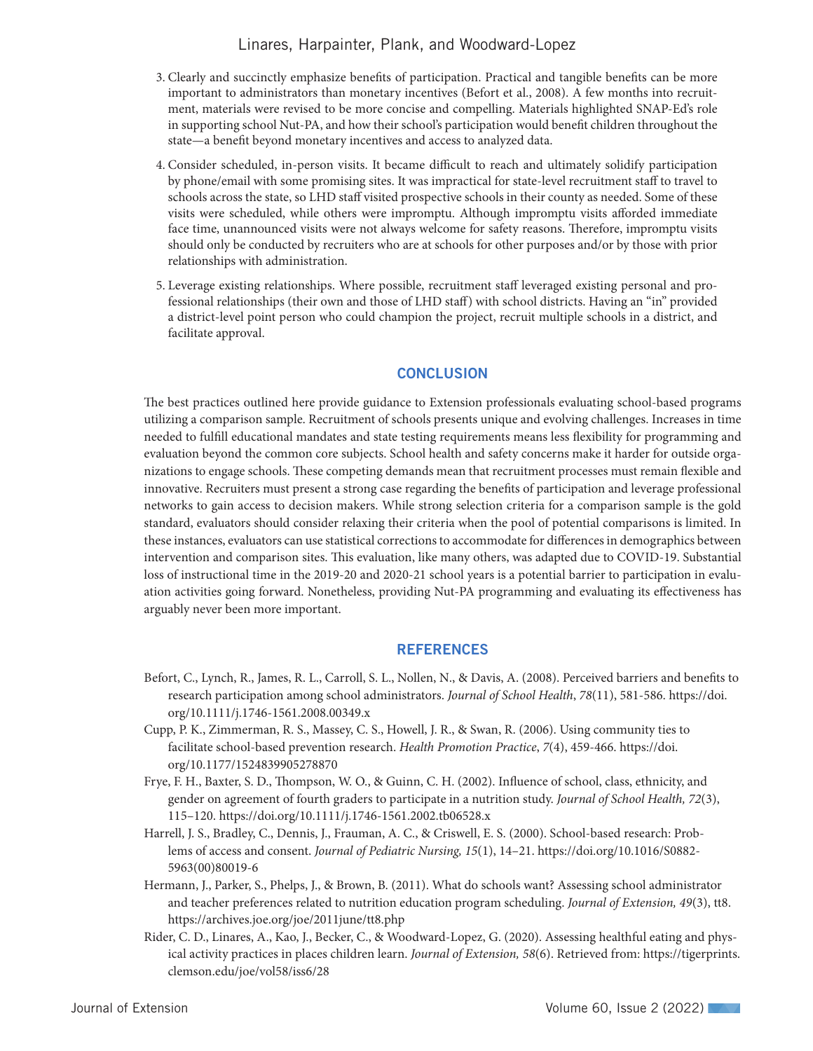3. Clearly and succinctly emphasize benefits of participation. Practical and tangible benefits can be more important to administrators than monetary incentives (Befort et al., 2008). A few months into recruitment, materials were revised to be more concise and compelling. Materials highlighted SNAP-Ed's role in supporting school Nut-PA, and how their school's participation would benefit children throughout the state—a benefit beyond monetary incentives and access to analyzed data.

4. Consider scheduled, in-person visits. It became difficult to reach and ultimately solidify participation by phone/email with some promising sites. It was impractical for state-level recruitment staff to travel to schools across the state, so LHD staff visited prospective schools in their county as needed. Some of these visits were scheduled, while others were impromptu. Although impromptu visits afforded immediate face time, unannounced visits were not always welcome for safety reasons. Therefore, impromptu visits should only be conducted by recruiters who are at schools for other purposes and/or by those with prior relationships with administration.

5. Leverage existing relationships. Where possible, recruitment staff leveraged existing personal and professional relationships (their own and those of LHD staff) with school districts. Having an "in" provided a district-level point person who could champion the project, recruit multiple schools in a district, and facilitate approval.

## CONCLUSION

The best practices outlined here provide guidance to Extension professionals evaluating school-based programs utilizing a comparison sample. Recruitment of schools presents unique and evolving challenges. Increases in time needed to fulfill educational mandates and state testing requirements means less flexibility for programming and evaluation beyond the common core subjects. School health and safety concerns make it harder for outside organizations to engage schools. These competing demands mean that recruitment processes must remain flexible and innovative. Recruiters must present a strong case regarding the benefits of participation and leverage professional networks to gain access to decision makers. While strong selection criteria for a comparison sample is the gold standard, evaluators should consider relaxing their criteria when the pool of potential comparisons is limited. In these instances, evaluators can use statistical corrections to accommodate for differences in demographics between intervention and comparison sites. This evaluation, like many others, was adapted due to COVID-19. Substantial loss of instructional time in the 2019-20 and 2020-21 school years is a potential barrier to participation in evaluation activities going forward. Nonetheless, providing Nut-PA programming and evaluating its effectiveness has arguably never been more important.

## REFERENCES

Befort, C., Lynch, R., James, R. L., Carroll, S. L., Nollen, N., & Davis, A. (2008). Perceived barriers and benefits to research participation among school administrators. *Journal of School Health*, *78*(11), 581-586. https://doi.org/10.1111/j.1746-1561.2008.00349.x

Cupp, P. K., Zimmerman, R. S., Massey, C. S., Howell, J. R., & Swan, R. (2006). Using community ties to facilitate school-based prevention research. *Health Promotion Practice*, *7*(4), 459-466. https://doi.org/10.1177/1524839905278870

Frye, F. H., Baxter, S. D., Thompson, W. O., & Guinn, C. H. (2002). Influence of school, class, ethnicity, and gender on agreement of fourth graders to participate in a nutrition study. *Journal of School Health, 72*(3), 115–120. https://doi.org/10.1111/j.1746-1561.2002.tb06528.x

Harrell, J. S., Bradley, C., Dennis, J., Frauman, A. C., & Criswell, E. S. (2000). School-based research: Problems of access and consent. *Journal of Pediatric Nursing, 15*(1), 14–21. https://doi.org/10.1016/S0882-5963(00)80019-6

Hermann, J., Parker, S., Phelps, J., & Brown, B. (2011). What do schools want? Assessing school administrator and teacher preferences related to nutrition education program scheduling. *Journal of Extension, 49*(3), tt8. https://archives.joe.org/joe/2011june/tt8.php

Rider, C. D., Linares, A., Kao, J., Becker, C., & Woodward-Lopez, G. (2020). Assessing healthful eating and physical activity practices in places children learn. *Journal of Extension, 58*(6). Retrieved from: https://tigerprints.clemson.edu/joe/vol58/iss6/28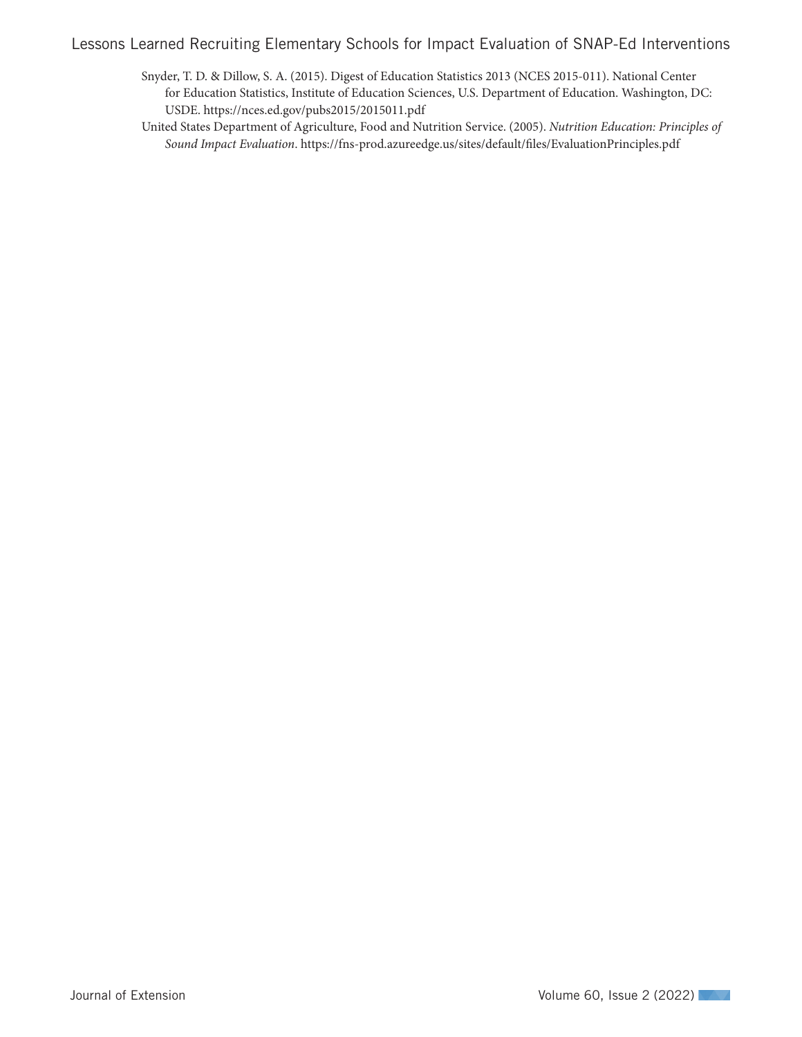Snyder, T. D. & Dillow, S. A. (2015). Digest of Education Statistics 2013 (NCES 2015-011). National Center for Education Statistics, Institute of Education Sciences, U.S. Department of Education. Washington, DC: USDE. https://nces.ed.gov/pubs2015/2015011.pdf

United States Department of Agriculture, Food and Nutrition Service. (2005). *Nutrition Education: Principles of Sound Impact Evaluation*. https://fns-prod.azureedge.us/sites/default/files/EvaluationPrinciples.pdf